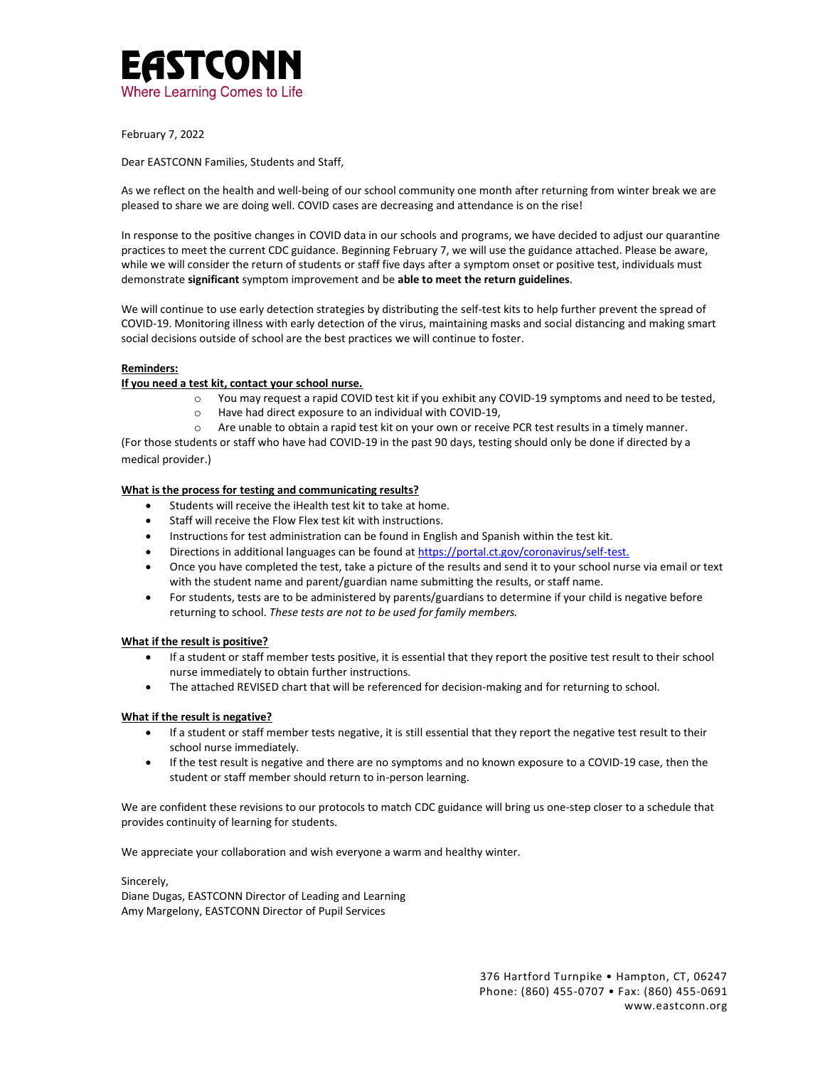# EASTCONN

Where Learning Comes to Life

February 7, 2022

Dear EASTCONN Families, Students and Staff,

As we reflect on the health and well-being of our school community one month after returning from winter break we are pleased to share we are doing well. COVID cases are decreasing and attendance is on the rise!

In response to the positive changes in COVID data in our schools and programs, we have decided to adjust our quarantine practices to meet the current CDC guidance. Beginning February 7, we will use the guidance attached. Please be aware, while we will consider the return of students or staff five days after a symptom onset or positive test, individuals must demonstrate **significant** symptom improvement and be **able to meet the return guidelines**.

We will continue to use early detection strategies by distributing the self-test kits to help further prevent the spread of COVID-19. Monitoring illness with early detection of the virus, maintaining masks and social distancing and making smart social decisions outside of school are the best practices we will continue to foster.

**Reminders:**

**If you need a test kit, contact your school nurse.**

- You may request a rapid COVID test kit if you exhibit any COVID-19 symptoms and need to be tested,
- Have had direct exposure to an individual with COVID-19,
- Are unable to obtain a rapid test kit on your own or receive PCR test results in a timely manner.

(For those students or staff who have had COVID-19 in the past 90 days, testing should only be done if directed by a medical provider.)

**What is the process for testing and communicating results?**

- Students will receive the iHealth test kit to take at home.
- Staff will receive the Flow Flex test kit with instructions.
- Instructions for test administration can be found in English and Spanish within the test kit.
- Directions in additional languages can be found at https://portal.ct.gov/coronavirus/self-test.
- Once you have completed the test, take a picture of the results and send it to your school nurse via email or text with the student name and parent/guardian name submitting the results, or staff name.
- For students, tests are to be administered by parents/guardians to determine if your child is negative before returning to school. *These tests are not to be used for family members.*

**What if the result is positive?**

- If a student or staff member tests positive, it is essential that they report the positive test result to their school nurse immediately to obtain further instructions.
- The attached REVISED chart that will be referenced for decision-making and for returning to school.

**What if the result is negative?**

- If a student or staff member tests negative, it is still essential that they report the negative test result to their school nurse immediately.
- If the test result is negative and there are no symptoms and no known exposure to a COVID-19 case, then the student or staff member should return to in-person learning.

We are confident these revisions to our protocols to match CDC guidance will bring us one-step closer to a schedule that provides continuity of learning for students.

We appreciate your collaboration and wish everyone a warm and healthy winter.

Sincerely,
Diane Dugas, EASTCONN Director of Leading and Learning
Amy Margelony, EASTCONN Director of Pupil Services

376 Hartford Turnpike • Hampton, CT, 06247
Phone: (860) 455-0707 • Fax: (860) 455-0691
www.eastconn.org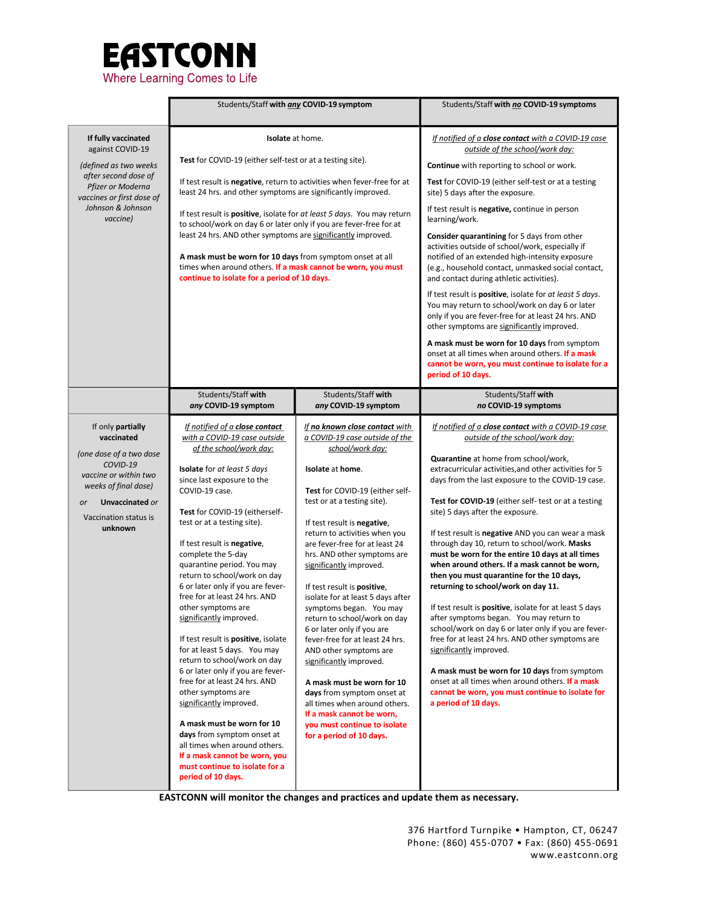# EASTCONN

Where Learning Comes to Life

| | Students/Staff with ***any*** COVID-19 symptom | Students/Staff with ***no*** COVID-19 symptoms |
|---|---|---|
| **If fully vaccinated** against COVID-19<br><br>*(defined as two weeks after second dose of Pfizer or Moderna vaccines or first dose of Johnson & Johnson vaccine)* | **Isolate** at home.<br><br>**Test** for COVID-19 (either self-test or at a testing site).<br><br>If test result is **negative**, return to activities when fever-free for at least 24 hrs. and other symptoms are significantly improved.<br><br>If test result is **positive**, isolate for *at least 5 days*. You may return to school/work on day 6 or later only if you are fever-free for at least 24 hrs. AND other symptoms are significantly improved.<br><br>**A mask must be worn for 10 days** from symptom onset at all times when around others. **If a mask cannot be worn, you must continue to isolate for a period of 10 days.** | *If notified of a **close contact** with a COVID-19 case outside of the school/work day:*<br><br>**Continue** with reporting to school or work.<br><br>**Test** for COVID-19 (either self-test or at a testing site) 5 days after the exposure.<br><br>If test result is **negative,** continue in person learning/work.<br><br>**Consider quarantining** for 5 days from other activities outside of school/work, especially if notified of an extended high-intensity exposure (e.g., household contact, unmasked social contact, and contact during athletic activities).<br><br>If test result is **positive**, isolate for *at least 5 days*. You may return to school/work on day 6 or later only if you are fever-free for at least 24 hrs. AND other symptoms are significantly improved.<br><br>**A mask must be worn for 10 days** from symptom onset at all times when around others. **If a mask cannot be worn, you must continue to isolate for a period of 10 days.** |

| | Students/Staff **with** ***any*** **COVID-19 symptom** | Students/Staff **with** ***any*** **COVID-19 symptom** | Students/Staff **with** ***no*** **COVID-19 symptoms** |
|---|---|---|---|
| If only **partially vaccinated**<br><br>*(one dose of a two dose COVID-19 vaccine or within two weeks of final dose)*<br><br>*or* **Unvaccinated** *or*<br><br>Vaccination status is **unknown** | *If notified of a **close contact** with a COVID-19 case outside of the school/work day:*<br><br>**Isolate** for *at least 5 days* since last exposure to the COVID-19 case.<br><br>**Test** for COVID-19 (eitherself-test or at a testing site).<br><br>If test result is **negative**, complete the 5-day quarantine period. You may return to school/work on day 6 or later only if you are fever-free for at least 24 hrs. AND other symptoms are significantly improved.<br><br>If test result is **positive**, isolate for at least 5 days. You may return to school/work on day 6 or later only if you are fever-free for at least 24 hrs. AND other symptoms are significantly improved.<br><br>**A mask must be worn for 10 days** from symptom onset at all times when around others. **If a mask cannot be worn, you must continue to isolate for a period of 10 days.** | *If **no known close contact** with a COVID-19 case outside of the school/work day:*<br><br>**Isolate** at **home**.<br><br>**Test** for COVID-19 (either self-test or at a testing site).<br><br>If test result is **negative**, return to activities when you are fever-free for at least 24 hrs. AND other symptoms are significantly improved.<br><br>If test result is **positive**, isolate for at least 5 days after symptoms began. You may return to school/work on day 6 or later only if you are fever-free for at least 24 hrs. AND other symptoms are significantly improved.<br><br>**A mask must be worn for 10 days** from symptom onset at all times when around others. **If a mask cannot be worn, you must continue to isolate for a period of 10 days.** | *If notified of a **close contact** with a COVID-19 case outside of the school/work day:*<br><br>**Quarantine** at home from school/work, extracurricular activities,and other activities for 5 days from the last exposure to the COVID-19 case.<br><br>**Test for COVID-19** (either self- test or at a testing site) 5 days after the exposure.<br><br>If test result is **negative** AND you can wear a mask through day 10, return to school/work. **Masks must be worn for the entire 10 days at all times when around others. If a mask cannot be worn, then you must quarantine for the 10 days, returning to school/work on day 11.**<br><br>If test result is **positive**, isolate for at least 5 days after symptoms began. You may return to school/work on day 6 or later only if you are fever-free for at least 24 hrs. AND other symptoms are significantly improved.<br><br>**A mask must be worn for 10 days** from symptom onset at all times when around others. **If a mask cannot be worn, you must continue to isolate for a period of 10 days.** |

**EASTCONN will monitor the changes and practices and update them as necessary.**

376 Hartford Turnpike • Hampton, CT, 06247
Phone: (860) 455-0707 • Fax: (860) 455-0691
www.eastconn.org